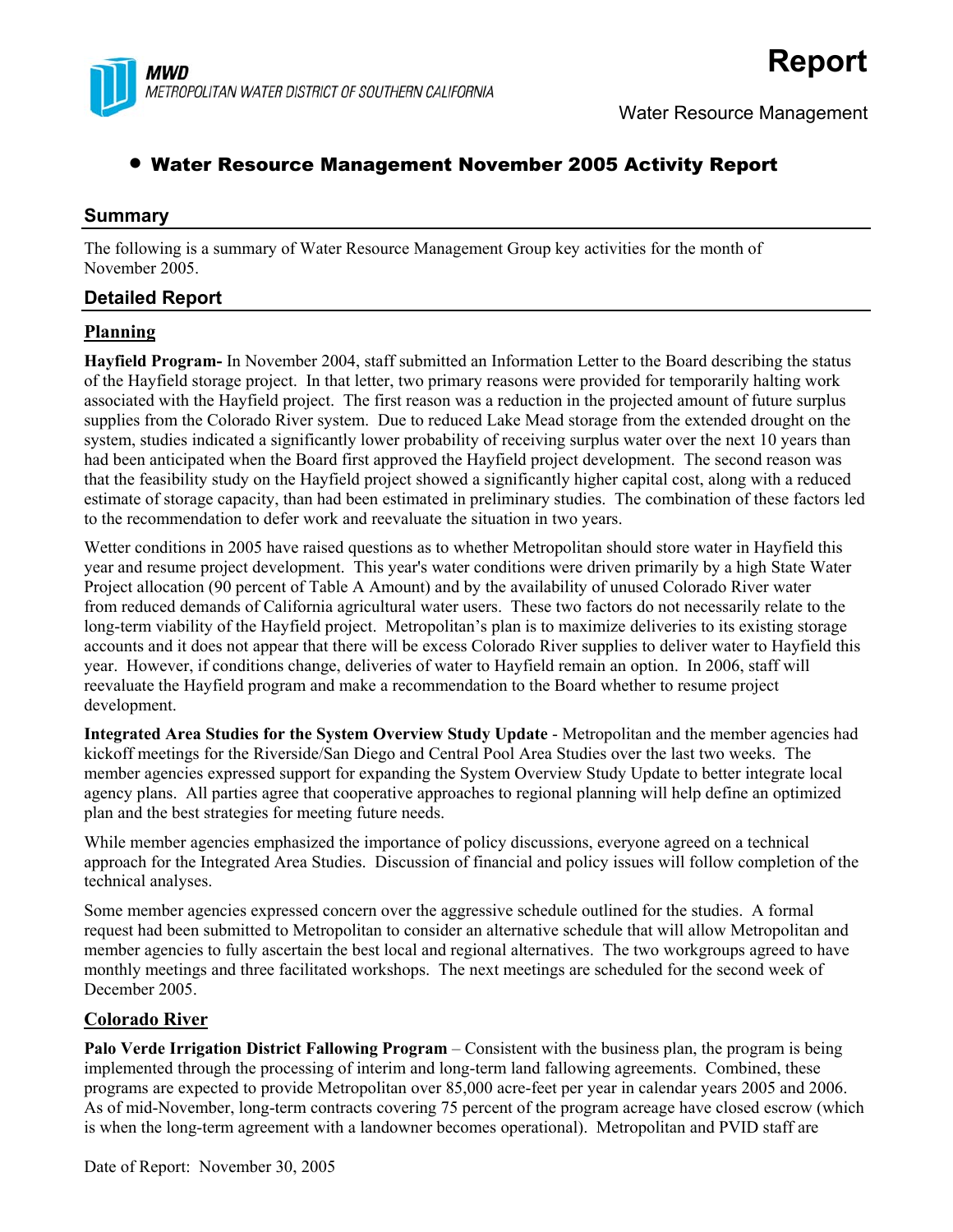MWD
METROPOLITAN WATER DISTRICT OF SOUTHERN CALIFORNIA

# Report

Water Resource Management

## • Water Resource Management November 2005 Activity Report

## Summary

The following is a summary of Water Resource Management Group key activities for the month of November 2005.

## Detailed Report

### Planning

**Hayfield Program-** In November 2004, staff submitted an Information Letter to the Board describing the status of the Hayfield storage project. In that letter, two primary reasons were provided for temporarily halting work associated with the Hayfield project. The first reason was a reduction in the projected amount of future surplus supplies from the Colorado River system. Due to reduced Lake Mead storage from the extended drought on the system, studies indicated a significantly lower probability of receiving surplus water over the next 10 years than had been anticipated when the Board first approved the Hayfield project development. The second reason was that the feasibility study on the Hayfield project showed a significantly higher capital cost, along with a reduced estimate of storage capacity, than had been estimated in preliminary studies. The combination of these factors led to the recommendation to defer work and reevaluate the situation in two years.

Wetter conditions in 2005 have raised questions as to whether Metropolitan should store water in Hayfield this year and resume project development. This year's water conditions were driven primarily by a high State Water Project allocation (90 percent of Table A Amount) and by the availability of unused Colorado River water from reduced demands of California agricultural water users. These two factors do not necessarily relate to the long-term viability of the Hayfield project. Metropolitan's plan is to maximize deliveries to its existing storage accounts and it does not appear that there will be excess Colorado River supplies to deliver water to Hayfield this year. However, if conditions change, deliveries of water to Hayfield remain an option. In 2006, staff will reevaluate the Hayfield program and make a recommendation to the Board whether to resume project development.

**Integrated Area Studies for the System Overview Study Update** - Metropolitan and the member agencies had kickoff meetings for the Riverside/San Diego and Central Pool Area Studies over the last two weeks. The member agencies expressed support for expanding the System Overview Study Update to better integrate local agency plans. All parties agree that cooperative approaches to regional planning will help define an optimized plan and the best strategies for meeting future needs.

While member agencies emphasized the importance of policy discussions, everyone agreed on a technical approach for the Integrated Area Studies. Discussion of financial and policy issues will follow completion of the technical analyses.

Some member agencies expressed concern over the aggressive schedule outlined for the studies. A formal request had been submitted to Metropolitan to consider an alternative schedule that will allow Metropolitan and member agencies to fully ascertain the best local and regional alternatives. The two workgroups agreed to have monthly meetings and three facilitated workshops. The next meetings are scheduled for the second week of December 2005.

### Colorado River

**Palo Verde Irrigation District Fallowing Program** – Consistent with the business plan, the program is being implemented through the processing of interim and long-term land fallowing agreements. Combined, these programs are expected to provide Metropolitan over 85,000 acre-feet per year in calendar years 2005 and 2006. As of mid-November, long-term contracts covering 75 percent of the program acreage have closed escrow (which is when the long-term agreement with a landowner becomes operational). Metropolitan and PVID staff are

Date of Report: November 30, 2005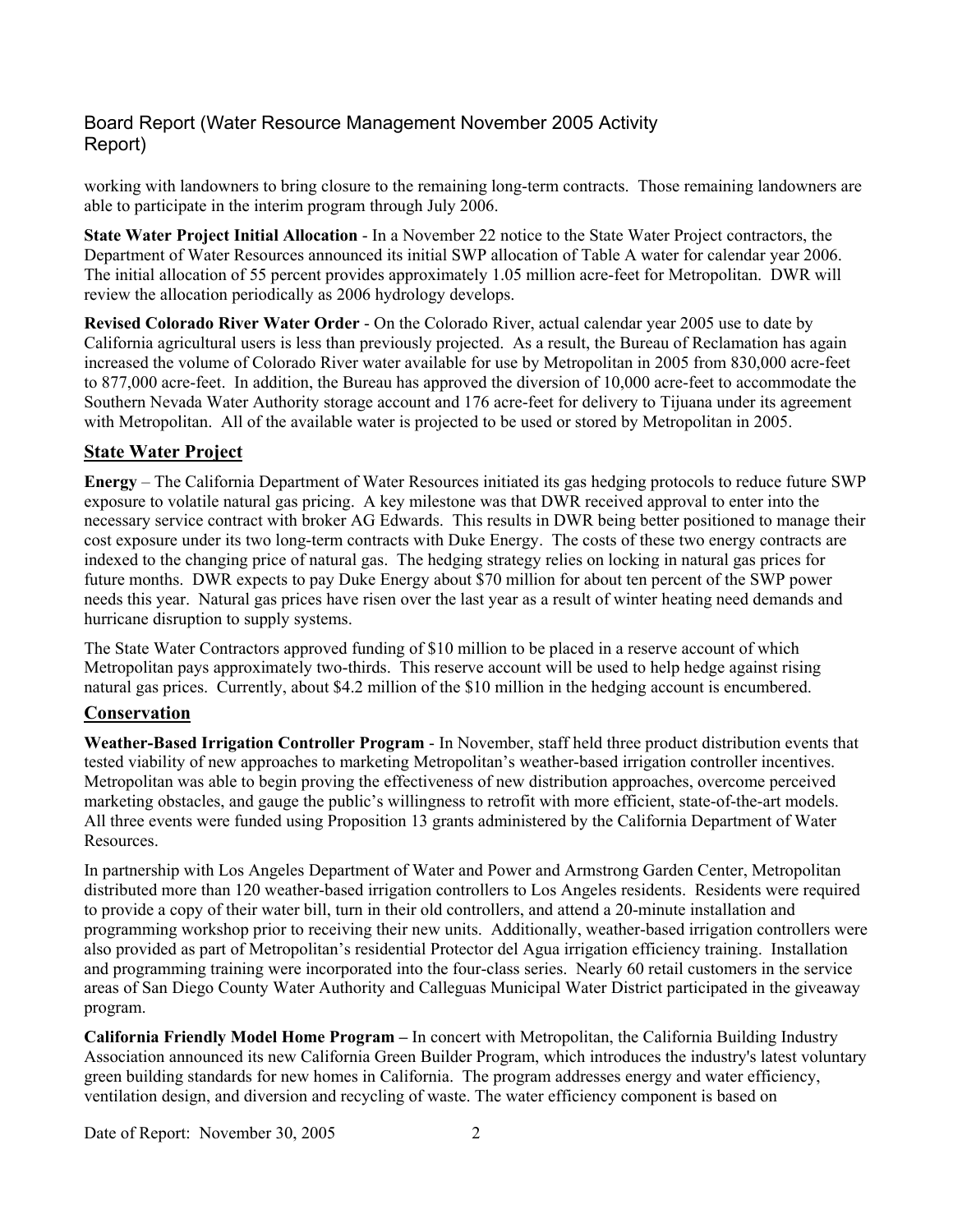working with landowners to bring closure to the remaining long-term contracts. Those remaining landowners are able to participate in the interim program through July 2006.

**State Water Project Initial Allocation** - In a November 22 notice to the State Water Project contractors, the Department of Water Resources announced its initial SWP allocation of Table A water for calendar year 2006. The initial allocation of 55 percent provides approximately 1.05 million acre-feet for Metropolitan. DWR will review the allocation periodically as 2006 hydrology develops.

**Revised Colorado River Water Order** - On the Colorado River, actual calendar year 2005 use to date by California agricultural users is less than previously projected. As a result, the Bureau of Reclamation has again increased the volume of Colorado River water available for use by Metropolitan in 2005 from 830,000 acre-feet to 877,000 acre-feet. In addition, the Bureau has approved the diversion of 10,000 acre-feet to accommodate the Southern Nevada Water Authority storage account and 176 acre-feet for delivery to Tijuana under its agreement with Metropolitan. All of the available water is projected to be used or stored by Metropolitan in 2005.

## State Water Project

**Energy** – The California Department of Water Resources initiated its gas hedging protocols to reduce future SWP exposure to volatile natural gas pricing. A key milestone was that DWR received approval to enter into the necessary service contract with broker AG Edwards. This results in DWR being better positioned to manage their cost exposure under its two long-term contracts with Duke Energy. The costs of these two energy contracts are indexed to the changing price of natural gas. The hedging strategy relies on locking in natural gas prices for future months. DWR expects to pay Duke Energy about $70 million for about ten percent of the SWP power needs this year. Natural gas prices have risen over the last year as a result of winter heating need demands and hurricane disruption to supply systems.

The State Water Contractors approved funding of $10 million to be placed in a reserve account of which Metropolitan pays approximately two-thirds. This reserve account will be used to help hedge against rising natural gas prices. Currently, about $4.2 million of the $10 million in the hedging account is encumbered.

## Conservation

**Weather-Based Irrigation Controller Program** - In November, staff held three product distribution events that tested viability of new approaches to marketing Metropolitan's weather-based irrigation controller incentives. Metropolitan was able to begin proving the effectiveness of new distribution approaches, overcome perceived marketing obstacles, and gauge the public's willingness to retrofit with more efficient, state-of-the-art models. All three events were funded using Proposition 13 grants administered by the California Department of Water Resources.

In partnership with Los Angeles Department of Water and Power and Armstrong Garden Center, Metropolitan distributed more than 120 weather-based irrigation controllers to Los Angeles residents. Residents were required to provide a copy of their water bill, turn in their old controllers, and attend a 20-minute installation and programming workshop prior to receiving their new units. Additionally, weather-based irrigation controllers were also provided as part of Metropolitan's residential Protector del Agua irrigation efficiency training. Installation and programming training were incorporated into the four-class series. Nearly 60 retail customers in the service areas of San Diego County Water Authority and Calleguas Municipal Water District participated in the giveaway program.

**California Friendly Model Home Program –** In concert with Metropolitan, the California Building Industry Association announced its new California Green Builder Program, which introduces the industry's latest voluntary green building standards for new homes in California. The program addresses energy and water efficiency, ventilation design, and diversion and recycling of waste. The water efficiency component is based on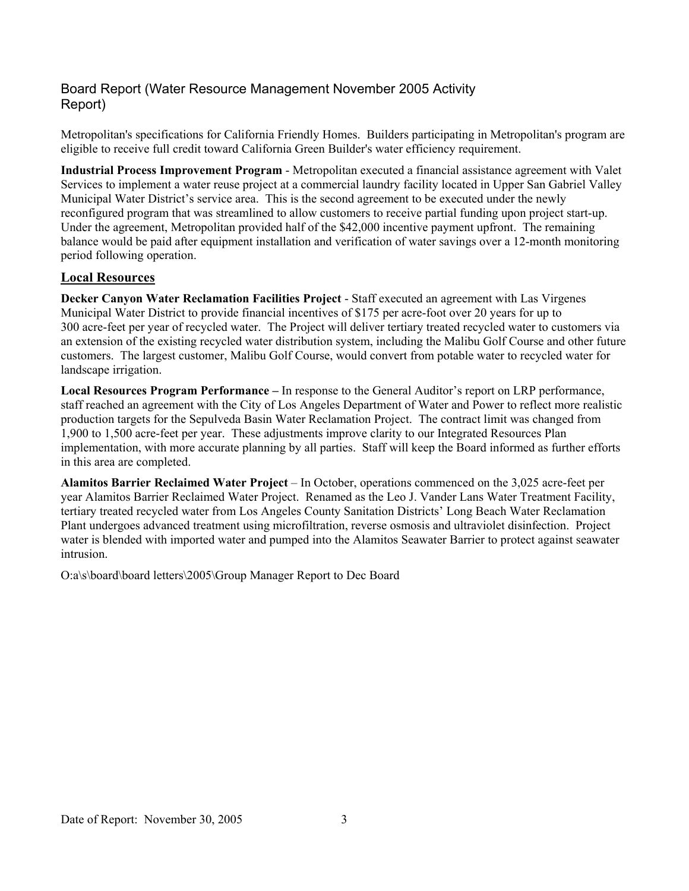Metropolitan's specifications for California Friendly Homes. Builders participating in Metropolitan's program are eligible to receive full credit toward California Green Builder's water efficiency requirement.

**Industrial Process Improvement Program** - Metropolitan executed a financial assistance agreement with Valet Services to implement a water reuse project at a commercial laundry facility located in Upper San Gabriel Valley Municipal Water District's service area. This is the second agreement to be executed under the newly reconfigured program that was streamlined to allow customers to receive partial funding upon project start-up. Under the agreement, Metropolitan provided half of the $42,000 incentive payment upfront. The remaining balance would be paid after equipment installation and verification of water savings over a 12-month monitoring period following operation.

## Local Resources

**Decker Canyon Water Reclamation Facilities Project** - Staff executed an agreement with Las Virgenes Municipal Water District to provide financial incentives of $175 per acre-foot over 20 years for up to 300 acre-feet per year of recycled water. The Project will deliver tertiary treated recycled water to customers via an extension of the existing recycled water distribution system, including the Malibu Golf Course and other future customers. The largest customer, Malibu Golf Course, would convert from potable water to recycled water for landscape irrigation.

**Local Resources Program Performance –** In response to the General Auditor's report on LRP performance, staff reached an agreement with the City of Los Angeles Department of Water and Power to reflect more realistic production targets for the Sepulveda Basin Water Reclamation Project. The contract limit was changed from 1,900 to 1,500 acre-feet per year. These adjustments improve clarity to our Integrated Resources Plan implementation, with more accurate planning by all parties. Staff will keep the Board informed as further efforts in this area are completed.

**Alamitos Barrier Reclaimed Water Project** – In October, operations commenced on the 3,025 acre-feet per year Alamitos Barrier Reclaimed Water Project. Renamed as the Leo J. Vander Lans Water Treatment Facility, tertiary treated recycled water from Los Angeles County Sanitation Districts' Long Beach Water Reclamation Plant undergoes advanced treatment using microfiltration, reverse osmosis and ultraviolet disinfection. Project water is blended with imported water and pumped into the Alamitos Seawater Barrier to protect against seawater intrusion.

O:a\s\board\board letters\2005\Group Manager Report to Dec Board